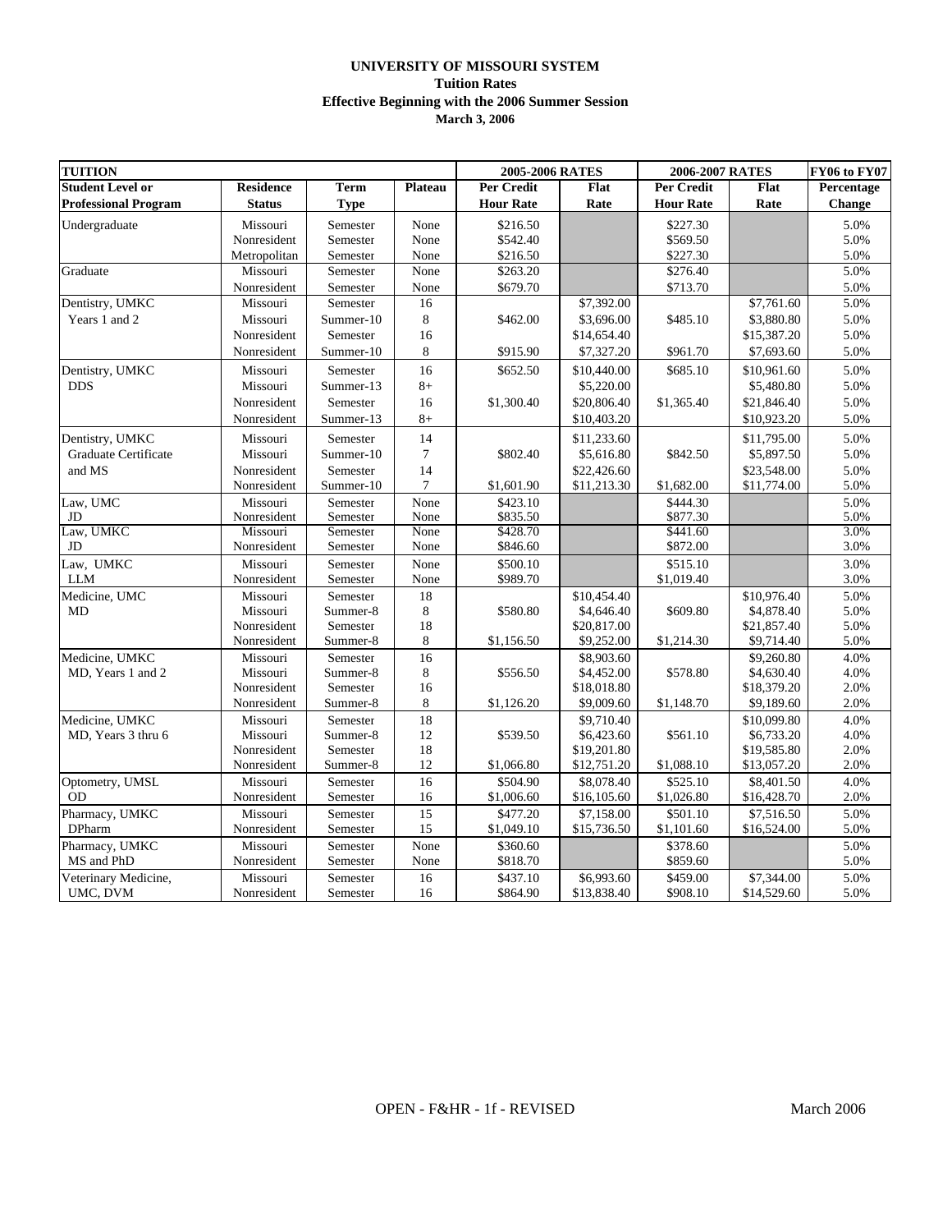**UNIVERSITY OF MISSOURI SYSTEM**
**Tuition Rates**
**Effective Beginning with the 2006 Summer Session**
**March 3, 2006**

| TUITION | | | | 2005-2006 RATES | | 2006-2007 RATES | | FY06 to FY07 |
|---|---|---|---|---|---|---|---|---|
| Student Level or Professional Program | Residence Status | Term Type | Plateau | Per Credit Hour Rate | Flat Rate | Per Credit Hour Rate | Flat Rate | Percentage Change |
| Undergraduate | Missouri | Semester | None | $216.50 | | $227.30 | | 5.0% |
| | Nonresident | Semester | None | $542.40 | | $569.50 | | 5.0% |
| | Metropolitan | Semester | None | $216.50 | | $227.30 | | 5.0% |
| Graduate | Missouri | Semester | None | $263.20 | | $276.40 | | 5.0% |
| | Nonresident | Semester | None | $679.70 | | $713.70 | | 5.0% |
| Dentistry, UMKC | Missouri | Semester | 16 | | $7,392.00 | | $7,761.60 | 5.0% |
| Years 1 and 2 | Missouri | Summer-10 | 8 | $462.00 | $3,696.00 | $485.10 | $3,880.80 | 5.0% |
| | Nonresident | Semester | 16 | | $14,654.40 | | $15,387.20 | 5.0% |
| | Nonresident | Summer-10 | 8 | $915.90 | $7,327.20 | $961.70 | $7,693.60 | 5.0% |
| Dentistry, UMKC | Missouri | Semester | 16 | $652.50 | $10,440.00 | $685.10 | $10,961.60 | 5.0% |
| DDS | Missouri | Summer-13 | 8+ | | $5,220.00 | | $5,480.80 | 5.0% |
| | Nonresident | Semester | 16 | $1,300.40 | $20,806.40 | $1,365.40 | $21,846.40 | 5.0% |
| | Nonresident | Summer-13 | 8+ | | $10,403.20 | | $10,923.20 | 5.0% |
| Dentistry, UMKC | Missouri | Semester | 14 | | $11,233.60 | | $11,795.00 | 5.0% |
| Graduate Certificate | Missouri | Summer-10 | 7 | $802.40 | $5,616.80 | $842.50 | $5,897.50 | 5.0% |
| and MS | Nonresident | Semester | 14 | | $22,426.60 | | $23,548.00 | 5.0% |
| | Nonresident | Summer-10 | 7 | $1,601.90 | $11,213.30 | $1,682.00 | $11,774.00 | 5.0% |
| Law, UMC | Missouri | Semester | None | $423.10 | | $444.30 | | 5.0% |
| JD | Nonresident | Semester | None | $835.50 | | $877.30 | | 5.0% |
| Law, UMKC | Missouri | Semester | None | $428.70 | | $441.60 | | 3.0% |
| JD | Nonresident | Semester | None | $846.60 | | $872.00 | | 3.0% |
| Law, UMKC | Missouri | Semester | None | $500.10 | | $515.10 | | 3.0% |
| LLM | Nonresident | Semester | None | $989.70 | | $1,019.40 | | 3.0% |
| Medicine, UMC | Missouri | Semester | 18 | | $10,454.40 | | $10,976.40 | 5.0% |
| MD | Missouri | Summer-8 | 8 | $580.80 | $4,646.40 | $609.80 | $4,878.40 | 5.0% |
| | Nonresident | Semester | 18 | | $20,817.00 | | $21,857.40 | 5.0% |
| | Nonresident | Summer-8 | 8 | $1,156.50 | $9,252.00 | $1,214.30 | $9,714.40 | 5.0% |
| Medicine, UMKC | Missouri | Semester | 16 | | $8,903.60 | | $9,260.80 | 4.0% |
| MD, Years 1 and 2 | Missouri | Summer-8 | 8 | $556.50 | $4,452.00 | $578.80 | $4,630.40 | 4.0% |
| | Nonresident | Semester | 16 | | $18,018.80 | | $18,379.20 | 2.0% |
| | Nonresident | Summer-8 | 8 | $1,126.20 | $9,009.60 | $1,148.70 | $9,189.60 | 2.0% |
| Medicine, UMKC | Missouri | Semester | 18 | | $9,710.40 | | $10,099.80 | 4.0% |
| MD, Years 3 thru 6 | Missouri | Summer-8 | 12 | $539.50 | $6,423.60 | $561.10 | $6,733.20 | 4.0% |
| | Nonresident | Semester | 18 | | $19,201.80 | | $19,585.80 | 2.0% |
| | Nonresident | Summer-8 | 12 | $1,066.80 | $12,751.20 | $1,088.10 | $13,057.20 | 2.0% |
| Optometry, UMSL | Missouri | Semester | 16 | $504.90 | $8,078.40 | $525.10 | $8,401.50 | 4.0% |
| OD | Nonresident | Semester | 16 | $1,006.60 | $16,105.60 | $1,026.80 | $16,428.70 | 2.0% |
| Pharmacy, UMKC | Missouri | Semester | 15 | $477.20 | $7,158.00 | $501.10 | $7,516.50 | 5.0% |
| DPharm | Nonresident | Semester | 15 | $1,049.10 | $15,736.50 | $1,101.60 | $16,524.00 | 5.0% |
| Pharmacy, UMKC | Missouri | Semester | None | $360.60 | | $378.60 | | 5.0% |
| MS and PhD | Nonresident | Semester | None | $818.70 | | $859.60 | | 5.0% |
| Veterinary Medicine, | Missouri | Semester | 16 | $437.10 | $6,993.60 | $459.00 | $7,344.00 | 5.0% |
| UMC, DVM | Nonresident | Semester | 16 | $864.90 | $13,838.40 | $908.10 | $14,529.60 | 5.0% |

OPEN - F&HR - 1f - REVISED March 2006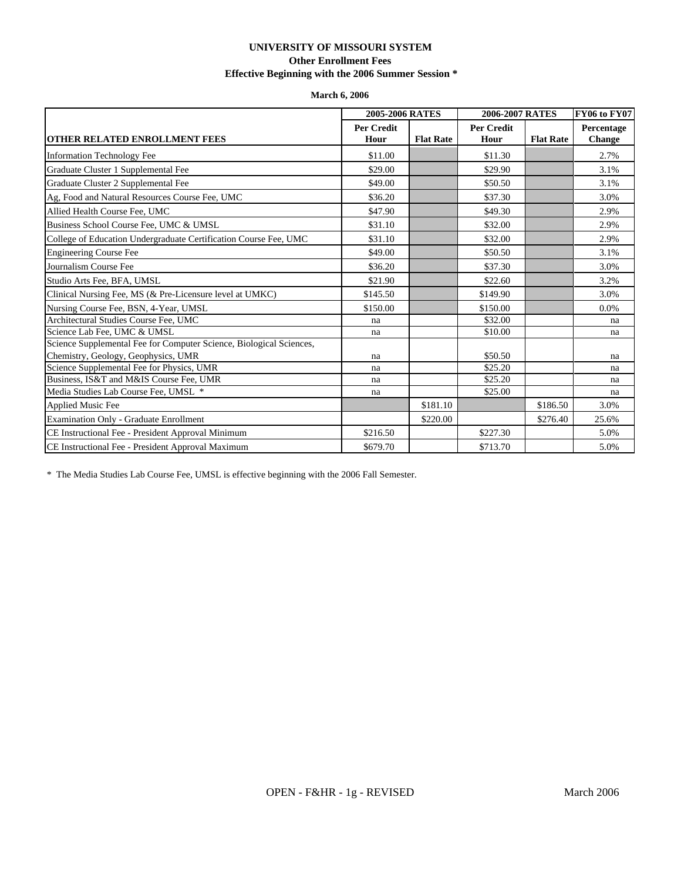**UNIVERSITY OF MISSOURI SYSTEM**
**Other Enrollment Fees**
**Effective Beginning with the 2006 Summer Session ***

**March 6, 2006**

| | 2005-2006 RATES | | 2006-2007 RATES | | FY06 to FY07 |
|---|---|---|---|---|---|
| **OTHER RELATED ENROLLMENT FEES** | **Per Credit Hour** | **Flat Rate** | **Per Credit Hour** | **Flat Rate** | **Percentage Change** |
| Information Technology Fee | $11.00 | | $11.30 | | 2.7% |
| Graduate Cluster 1 Supplemental Fee | $29.00 | | $29.90 | | 3.1% |
| Graduate Cluster 2 Supplemental Fee | $49.00 | | $50.50 | | 3.1% |
| Ag, Food and Natural Resources Course Fee, UMC | $36.20 | | $37.30 | | 3.0% |
| Allied Health Course Fee, UMC | $47.90 | | $49.30 | | 2.9% |
| Business School Course Fee, UMC & UMSL | $31.10 | | $32.00 | | 2.9% |
| College of Education Undergraduate Certification Course Fee, UMC | $31.10 | | $32.00 | | 2.9% |
| Engineering Course Fee | $49.00 | | $50.50 | | 3.1% |
| Journalism Course Fee | $36.20 | | $37.30 | | 3.0% |
| Studio Arts Fee, BFA, UMSL | $21.90 | | $22.60 | | 3.2% |
| Clinical Nursing Fee, MS (& Pre-Licensure level at UMKC) | $145.50 | | $149.90 | | 3.0% |
| Nursing Course Fee, BSN, 4-Year, UMSL | $150.00 | | $150.00 | | 0.0% |
| Architectural Studies Course Fee, UMC | na | | $32.00 | | na |
| Science Lab Fee, UMC & UMSL | na | | $10.00 | | na |
| Science Supplemental Fee for Computer Science, Biological Sciences, Chemistry, Geology, Geophysics, UMR | na | | $50.50 | | na |
| Science Supplemental Fee for Physics, UMR | na | | $25.20 | | na |
| Business, IS&T and M&IS Course Fee, UMR | na | | $25.20 | | na |
| Media Studies Lab Course Fee, UMSL * | na | | $25.00 | | na |
| Applied Music Fee | | $181.10 | | $186.50 | 3.0% |
| Examination Only - Graduate Enrollment | | $220.00 | | $276.40 | 25.6% |
| CE Instructional Fee - President Approval Minimum | $216.50 | | $227.30 | | 5.0% |
| CE Instructional Fee - President Approval Maximum | $679.70 | | $713.70 | | 5.0% |

* The Media Studies Lab Course Fee, UMSL is effective beginning with the 2006 Fall Semester.

OPEN - F&HR - 1g - REVISED March 2006